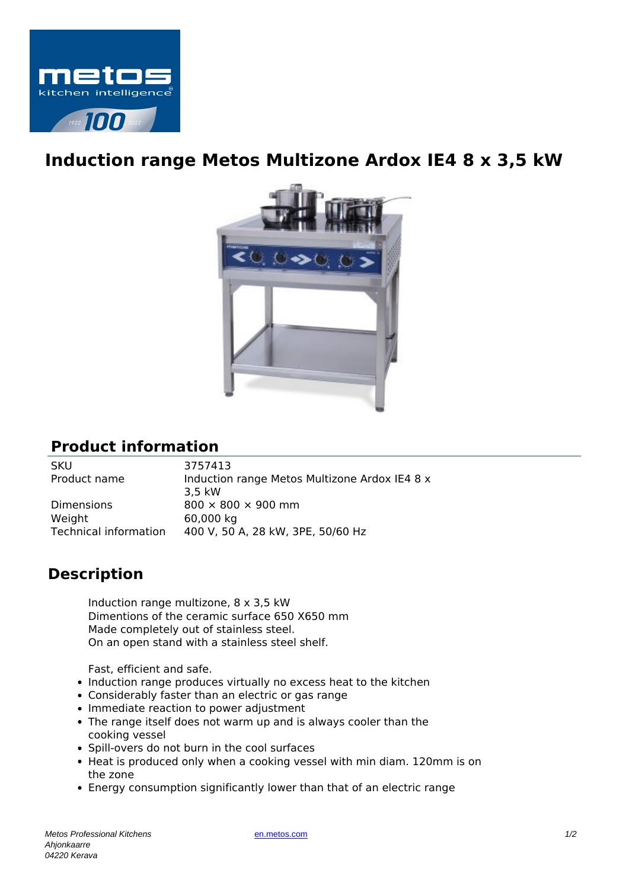# Induction range Metos Multizone Ardox IE4 8 x 3,5 kW

## Product information

| | |
|---|---|
| SKU | 3757413 |
| Product name | Induction range Metos Multizone Ardox IE4 8 x 3,5 kW |
| Dimensions | 800 × 800 × 900 mm |
| Weight | 60,000 kg |
| Technical information | 400 V, 50 A, 28 kW, 3PE, 50/60 Hz |

## Description

Induction range multizone, 8 x 3,5 kW
Dimentions of the ceramic surface 650 X650 mm
Made completely out of stainless steel.
On an open stand with a stainless steel shelf.

Fast, efficient and safe.

- Induction range produces virtually no excess heat to the kitchen
- Considerably faster than an electric or gas range
- Immediate reaction to power adjustment
- The range itself does not warm up and is always cooler than the cooking vessel
- Spill-overs do not burn in the cool surfaces
- Heat is produced only when a cooking vessel with min diam. 120mm is on the zone
- Energy consumption significantly lower than that of an electric range

*Metos Professional Kitchens*
*Ahjonkaarre*
*04220 Kerava*

en.metos.com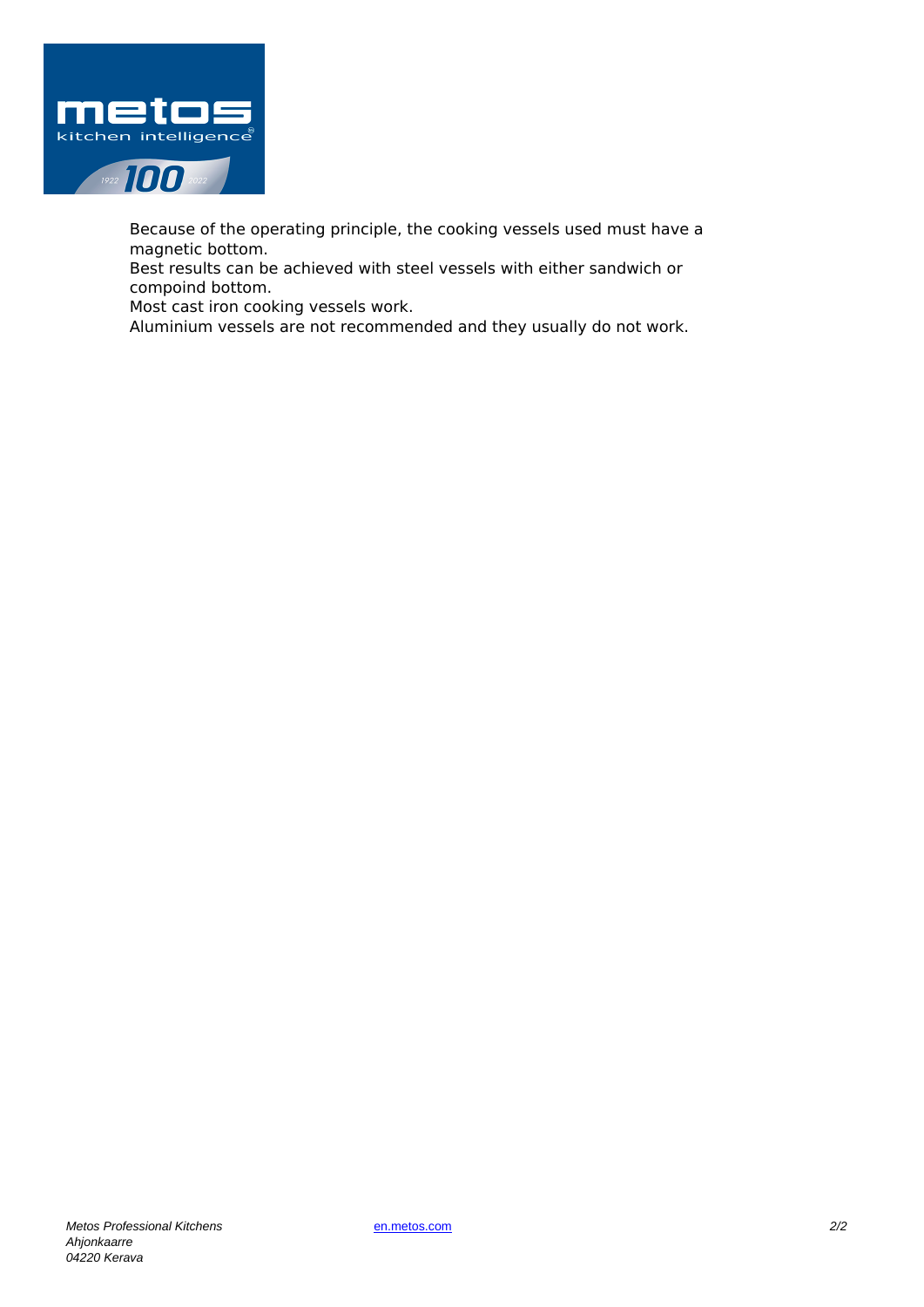Because of the operating principle, the cooking vessels used must have a magnetic bottom.
Best results can be achieved with steel vessels with either sandwich or compoind bottom.
Most cast iron cooking vessels work.
Aluminium vessels are not recommended and they usually do not work.